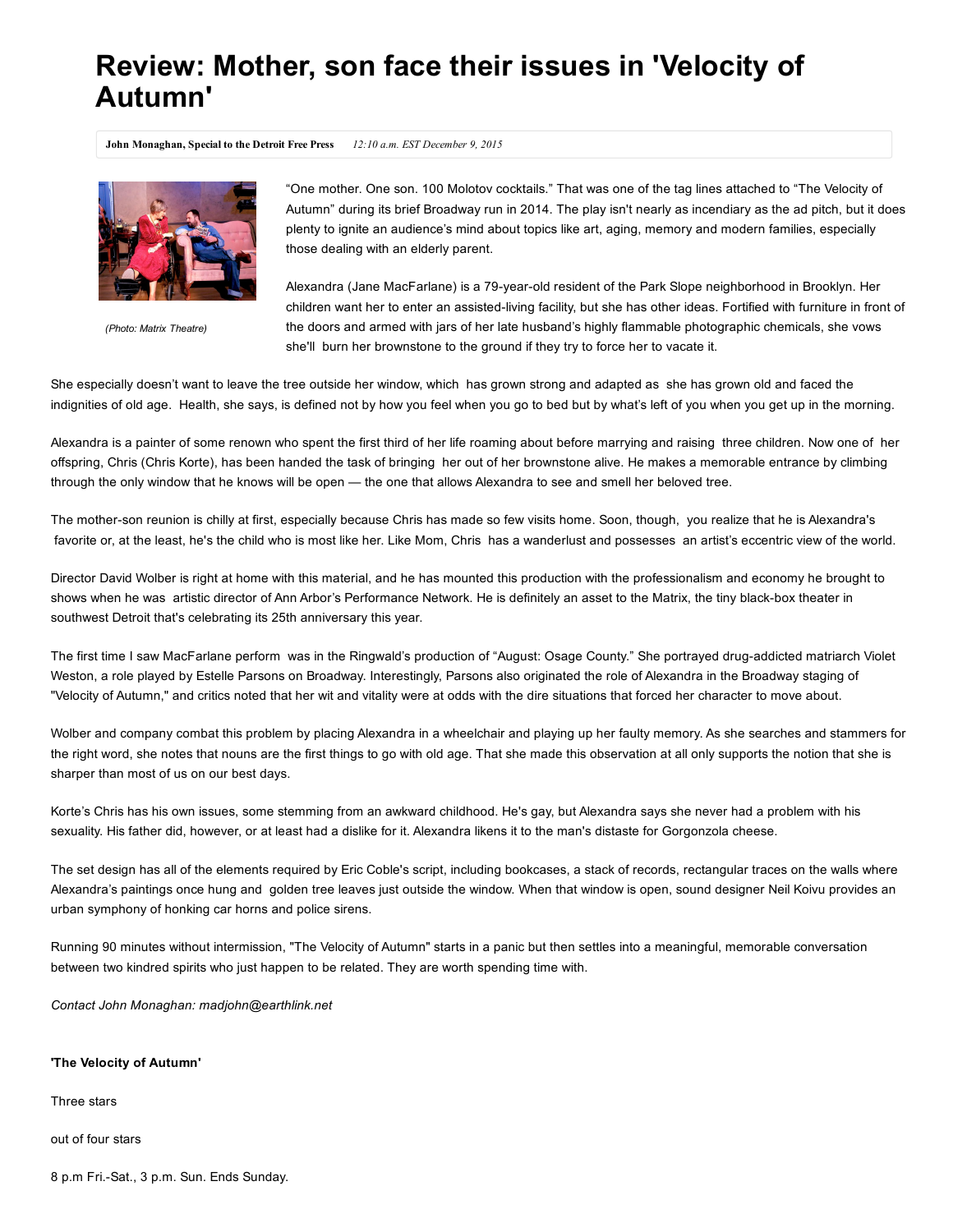# Review: Mother, son face their issues in 'Velocity of Autumn'

**John Monaghan, Special to the Detroit Free Press** *12:10 a.m. EST December 9, 2015*

*(Photo: Matrix Theatre)*

"One mother. One son. 100 Molotov cocktails." That was one of the tag lines attached to "The Velocity of Autumn" during its brief Broadway run in 2014. The play isn't nearly as incendiary as the ad pitch, but it does plenty to ignite an audience's mind about topics like art, aging, memory and modern families, especially those dealing with an elderly parent.

Alexandra (Jane MacFarlane) is a 79-year-old resident of the Park Slope neighborhood in Brooklyn. Her children want her to enter an assisted-living facility, but she has other ideas. Fortified with furniture in front of the doors and armed with jars of her late husband's highly flammable photographic chemicals, she vows she'll burn her brownstone to the ground if they try to force her to vacate it.

She especially doesn't want to leave the tree outside her window, which has grown strong and adapted as she has grown old and faced the indignities of old age. Health, she says, is defined not by how you feel when you go to bed but by what's left of you when you get up in the morning.

Alexandra is a painter of some renown who spent the first third of her life roaming about before marrying and raising three children. Now one of her offspring, Chris (Chris Korte), has been handed the task of bringing her out of her brownstone alive. He makes a memorable entrance by climbing through the only window that he knows will be open — the one that allows Alexandra to see and smell her beloved tree.

The mother-son reunion is chilly at first, especially because Chris has made so few visits home. Soon, though, you realize that he is Alexandra's favorite or, at the least, he's the child who is most like her. Like Mom, Chris has a wanderlust and possesses an artist's eccentric view of the world.

Director David Wolber is right at home with this material, and he has mounted this production with the professionalism and economy he brought to shows when he was artistic director of Ann Arbor's Performance Network. He is definitely an asset to the Matrix, the tiny black-box theater in southwest Detroit that's celebrating its 25th anniversary this year.

The first time I saw MacFarlane perform was in the Ringwald's production of "August: Osage County." She portrayed drug-addicted matriarch Violet Weston, a role played by Estelle Parsons on Broadway. Interestingly, Parsons also originated the role of Alexandra in the Broadway staging of "Velocity of Autumn," and critics noted that her wit and vitality were at odds with the dire situations that forced her character to move about.

Wolber and company combat this problem by placing Alexandra in a wheelchair and playing up her faulty memory. As she searches and stammers for the right word, she notes that nouns are the first things to go with old age. That she made this observation at all only supports the notion that she is sharper than most of us on our best days.

Korte's Chris has his own issues, some stemming from an awkward childhood. He's gay, but Alexandra says she never had a problem with his sexuality. His father did, however, or at least had a dislike for it. Alexandra likens it to the man's distaste for Gorgonzola cheese.

The set design has all of the elements required by Eric Coble's script, including bookcases, a stack of records, rectangular traces on the walls where Alexandra's paintings once hung and golden tree leaves just outside the window. When that window is open, sound designer Neil Koivu provides an urban symphony of honking car horns and police sirens.

Running 90 minutes without intermission, "The Velocity of Autumn" starts in a panic but then settles into a meaningful, memorable conversation between two kindred spirits who just happen to be related. They are worth spending time with.

*Contact John Monaghan: madjohn@earthlink.net*

**'The Velocity of Autumn'**

Three stars

out of four stars

8 p.m Fri.-Sat., 3 p.m. Sun. Ends Sunday.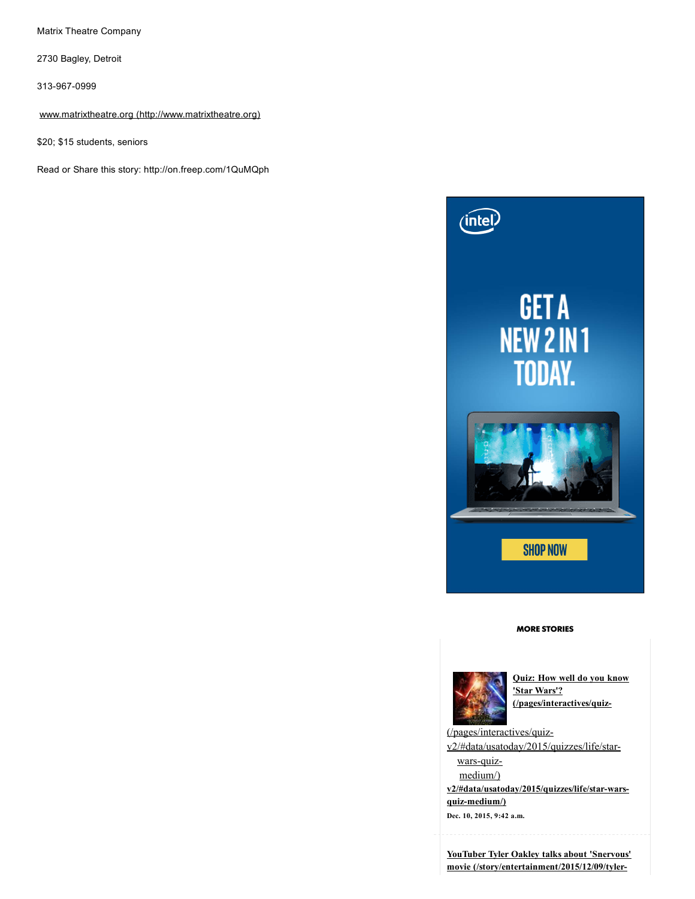Matrix Theatre Company

2730 Bagley, Detroit

313-967-0999

www.matrixtheatre.org (http://www.matrixtheatre.org)

$20; $15 students, seniors

Read or Share this story: http://on.freep.com/1QuMQph

**MORE STORIES**

**Quiz: How well do you know 'Star Wars'? (/pages/interactives/quiz-v2/#data/usatoday/2015/quizzes/life/star-wars-quiz-medium/)**

(/pages/interactives/quiz-v2/#data/usatoday/2015/quizzes/life/star-wars-quiz-medium/)

Dec. 10, 2015, 9:42 a.m.

**YouTuber Tyler Oakley talks about 'Snervous' movie (/story/entertainment/2015/12/09/tyler-**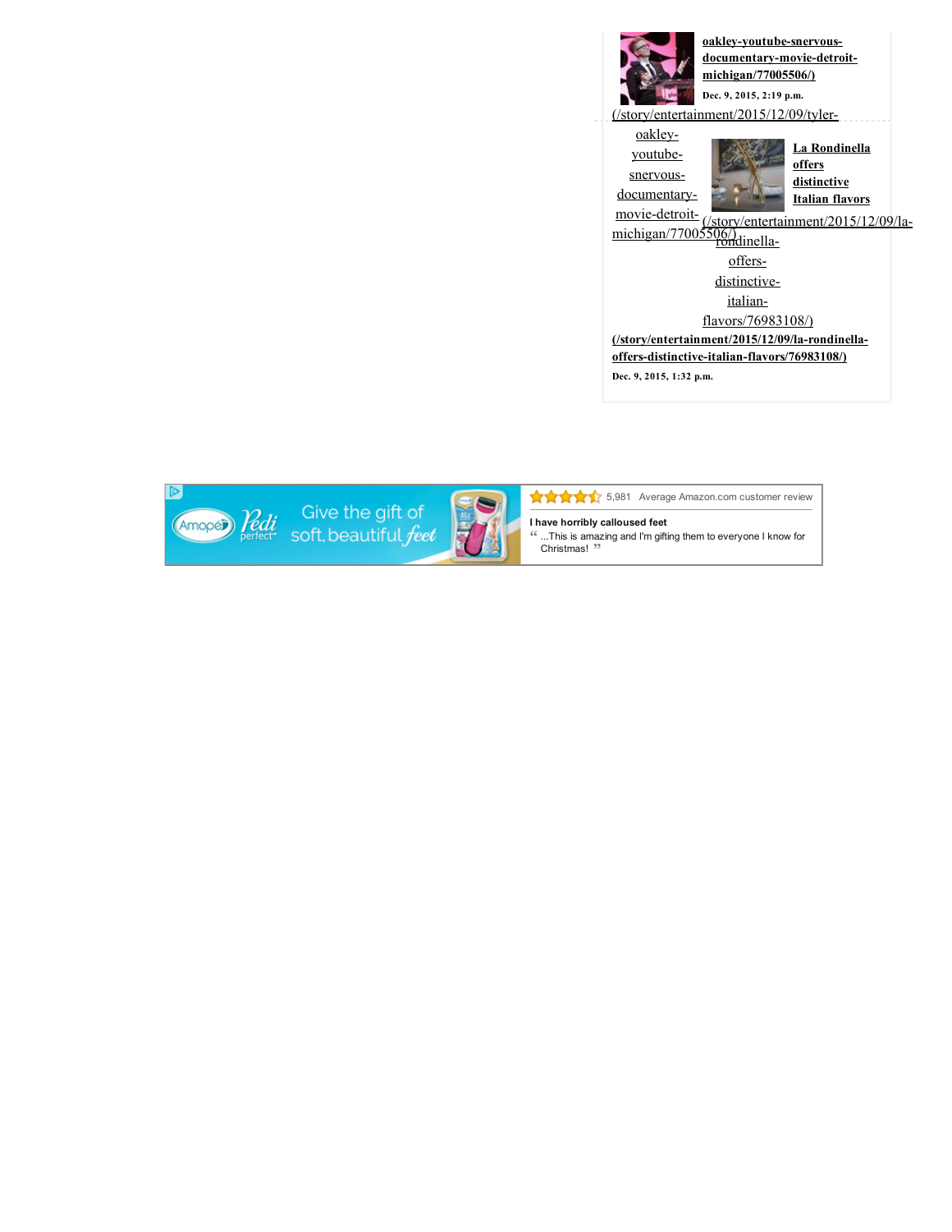**oakley-youtube-snervous-documentary-movie-detroit-michigan/77005506/)**

**Dec. 9, 2015, 2:19 p.m.**

(/story/entertainment/2015/12/09/tyler-oakley-youtube-snervous-documentary-movie-detroit-michigan/77005506/)

**La Rondinella offers distinctive Italian flavors**

(/story/entertainment/2015/12/09/la-rondinella-offers-distinctive-italian-flavors/76983108/)

**(/story/entertainment/2015/12/09/la-rondinella-offers-distinctive-italian-flavors/76983108/)**

**Dec. 9, 2015, 1:32 p.m.**

Amopé Pedi perfect Give the gift of soft, beautiful feet

5,981 Average Amazon.com customer review

I have horribly calloused feet

" ...This is amazing and I'm gifting them to everyone I know for Christmas! "